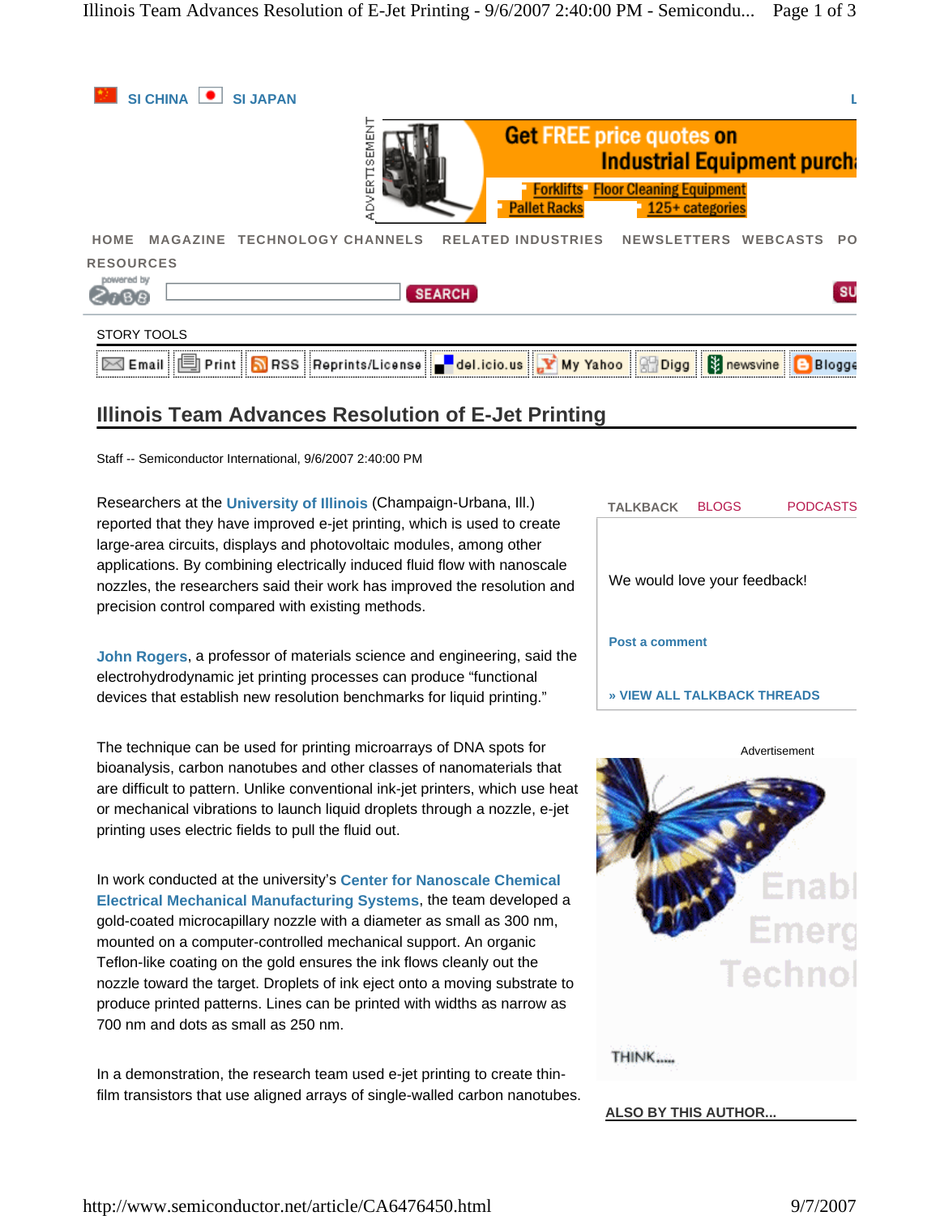# Illinois Team Advances Resolution of E-Jet Printing

Staff -- Semiconductor International, 9/6/2007 2:40:00 PM

Researchers at the University of Illinois (Champaign-Urbana, Ill.) reported that they have improved e-jet printing, which is used to create large-area circuits, displays and photovoltaic modules, among other applications. By combining electrically induced fluid flow with nanoscale nozzles, the researchers said their work has improved the resolution and precision control compared with existing methods.

John Rogers, a professor of materials science and engineering, said the electrohydrodynamic jet printing processes can produce "functional devices that establish new resolution benchmarks for liquid printing."

The technique can be used for printing microarrays of DNA spots for bioanalysis, carbon nanotubes and other classes of nanomaterials that are difficult to pattern. Unlike conventional ink-jet printers, which use heat or mechanical vibrations to launch liquid droplets through a nozzle, e-jet printing uses electric fields to pull the fluid out.

In work conducted at the university's Center for Nanoscale Chemical Electrical Mechanical Manufacturing Systems, the team developed a gold-coated microcapillary nozzle with a diameter as small as 300 nm, mounted on a computer-controlled mechanical support. An organic Teflon-like coating on the gold ensures the ink flows cleanly out the nozzle toward the target. Droplets of ink eject onto a moving substrate to produce printed patterns. Lines can be printed with widths as narrow as 700 nm and dots as small as 250 nm.

In a demonstration, the research team used e-jet printing to create thin-film transistors that use aligned arrays of single-walled carbon nanotubes.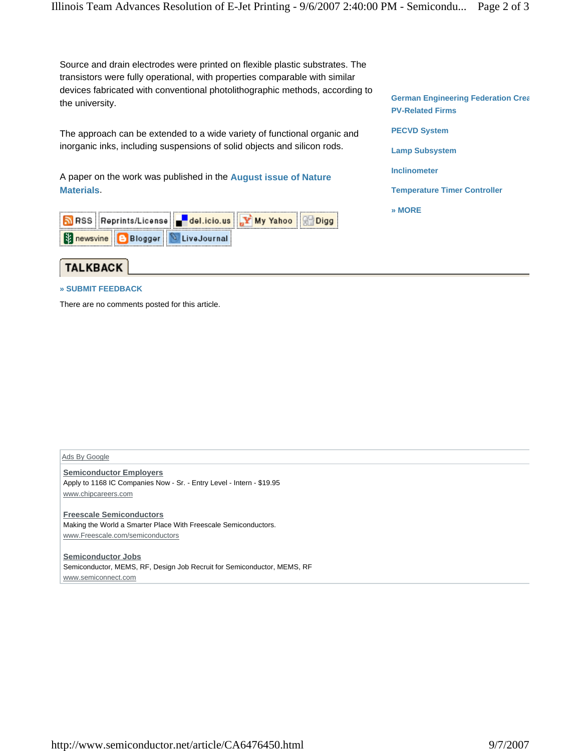Source and drain electrodes were printed on flexible plastic substrates. The transistors were fully operational, with properties comparable with similar devices fabricated with conventional photolithographic methods, according to the university.

The approach can be extended to a wide variety of functional organic and inorganic inks, including suspensions of solid objects and silicon rods.

A paper on the work was published in the **August issue of Nature Materials**.

RSS | Reprints/License | del.icio.us | My Yahoo | Digg | newsvine | Blogger | LiveJournal

**German Engineering Federation Crea PV-Related Firms**

**PECVD System**

**Lamp Subsystem**

**Inclinometer**

**Temperature Timer Controller**

**» MORE**

## TALKBACK

**» SUBMIT FEEDBACK**

There are no comments posted for this article.

Ads By Google

**Semiconductor Employers**
Apply to 1168 IC Companies Now - Sr. - Entry Level - Intern - $19.95
www.chipcareers.com

**Freescale Semiconductors**
Making the World a Smarter Place With Freescale Semiconductors.
www.Freescale.com/semiconductors

**Semiconductor Jobs**
Semiconductor, MEMS, RF, Design Job Recruit for Semiconductor, MEMS, RF
www.semiconnect.com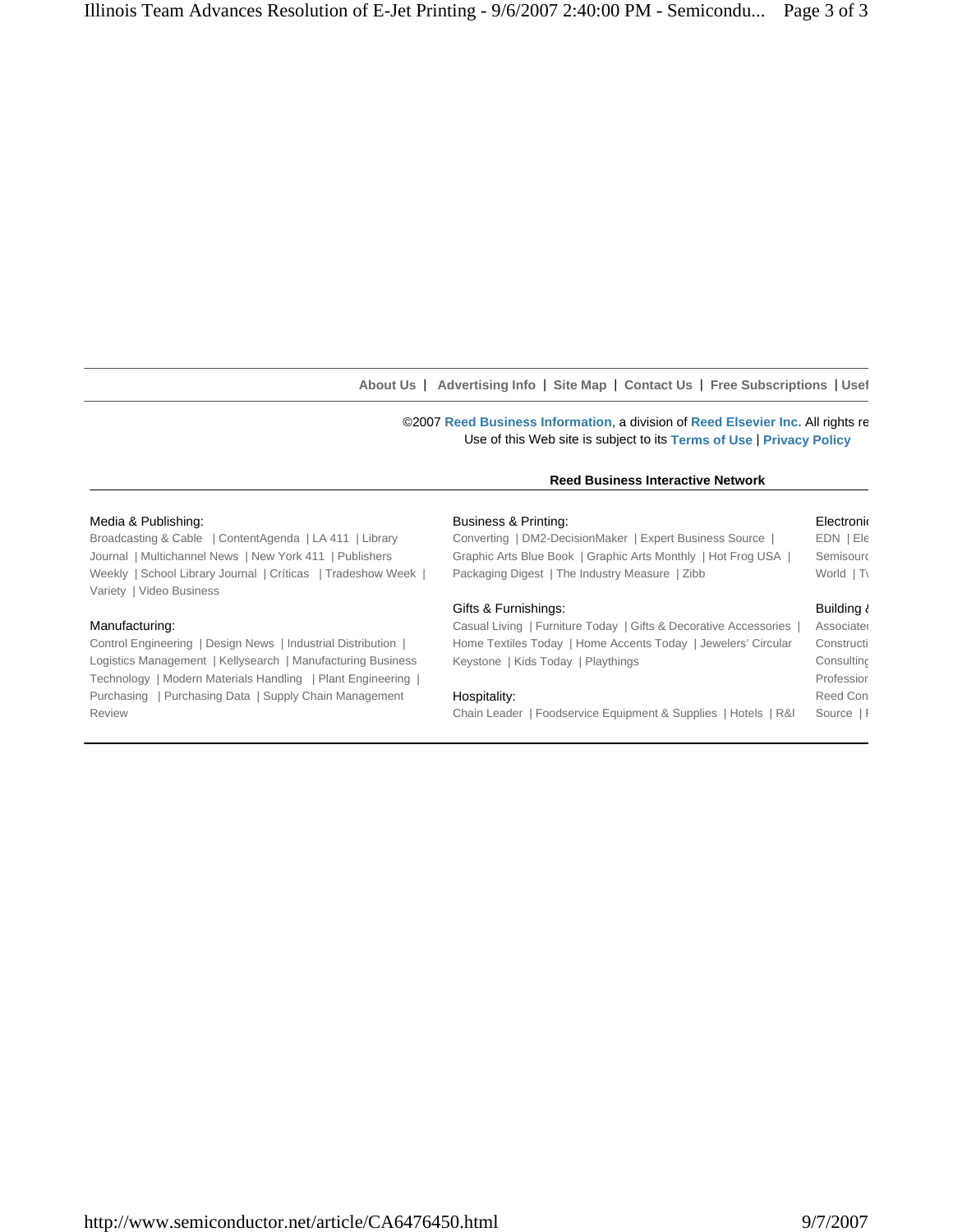About Us | Advertising Info | Site Map | Contact Us | Free Subscriptions | Usef

©2007 **Reed Business Information**, a division of **Reed Elsevier Inc.** All rights re
Use of this Web site is subject to its **Terms of Use** | **Privacy Policy**

**Reed Business Interactive Network**

Media & Publishing:
Broadcasting & Cable | ContentAgenda | LA 411 | Library Journal | Multichannel News | New York 411 | Publishers Weekly | School Library Journal | Críticas | Tradeshow Week | Variety | Video Business

Manufacturing:
Control Engineering | Design News | Industrial Distribution | Logistics Management | Kellysearch | Manufacturing Business Technology | Modern Materials Handling | Plant Engineering | Purchasing | Purchasing Data | Supply Chain Management Review

Business & Printing:
Converting | DM2-DecisionMaker | Expert Business Source | Graphic Arts Blue Book | Graphic Arts Monthly | Hot Frog USA | Packaging Digest | The Industry Measure | Zibb

Gifts & Furnishings:
Casual Living | Furniture Today | Gifts & Decorative Accessories | Home Textiles Today | Home Accents Today | Jewelers' Circular Keystone | Kids Today | Playthings

Hospitality:
Chain Leader | Foodservice Equipment & Supplies | Hotels | R&I

Electroni
EDN | Ele
Semisourc
World | T

Building &
Associate
Constructi
Consulting
Professior
Reed Con
Source | F